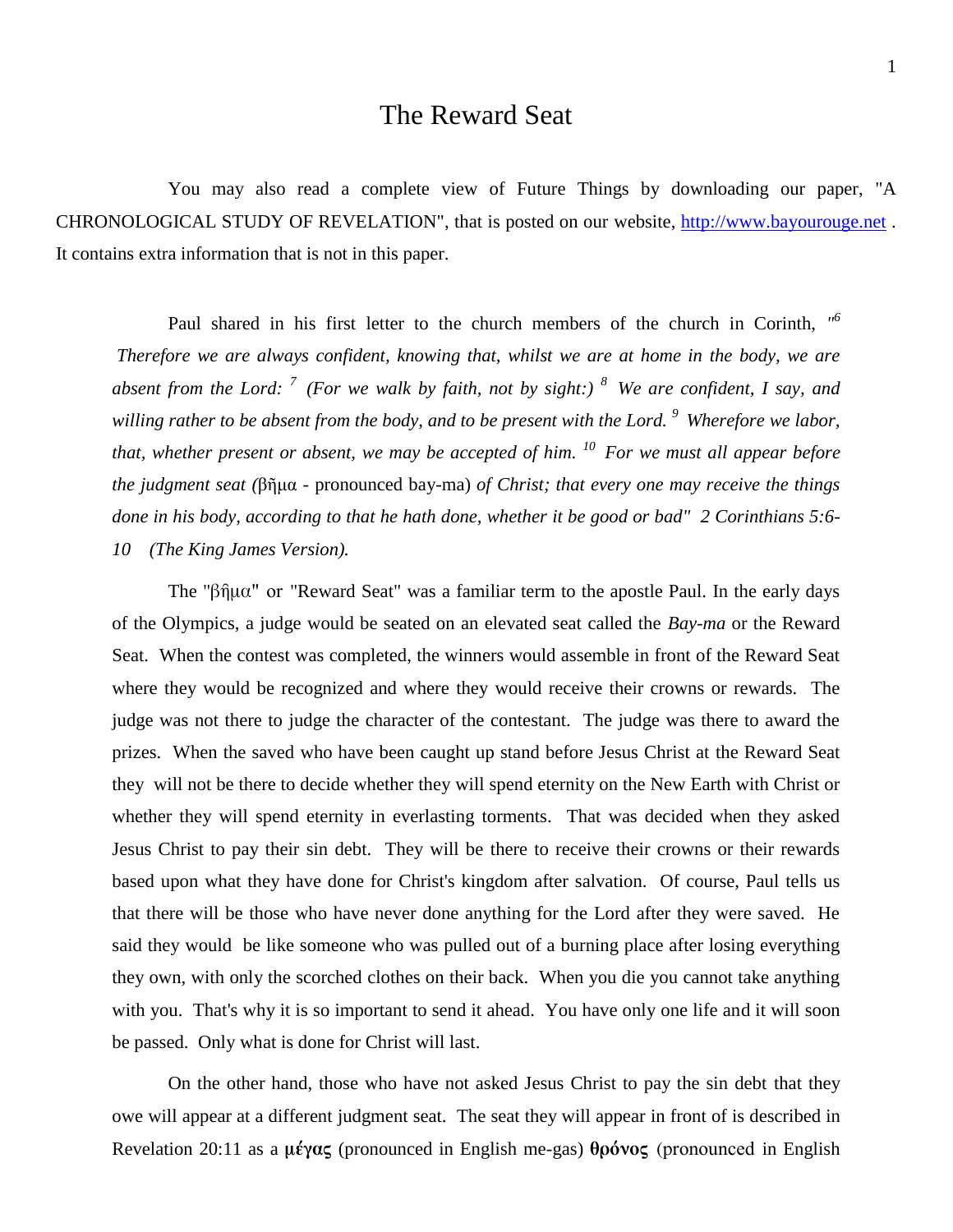# The Reward Seat

You may also read a complete view of Future Things by downloading our paper, "A CHRONOLOGICAL STUDY OF REVELATION", that is posted on our website, http://www.bayourouge.net . It contains extra information that is not in this paper.

Paul shared in his first letter to the church members of the church in Corinth, *"[6] Therefore we are always confident, knowing that, whilst we are at home in the body, we are absent from the Lord: [7] (For we walk by faith, not by sight:) [8] We are confident, I say, and willing rather to be absent from the body, and to be present with the Lord. [9] Wherefore we labor, that, whether present or absent, we may be accepted of him. [10] For we must all appear before the judgment seat (*βῆμα - pronounced bay-ma) *of Christ; that every one may receive the things done in his body, according to that he hath done, whether it be good or bad" 2 Corinthians 5:6-10 (The King James Version).*

The "βῆμα" or "Reward Seat" was a familiar term to the apostle Paul. In the early days of the Olympics, a judge would be seated on an elevated seat called the *Bay-ma* or the Reward Seat. When the contest was completed, the winners would assemble in front of the Reward Seat where they would be recognized and where they would receive their crowns or rewards. The judge was not there to judge the character of the contestant. The judge was there to award the prizes. When the saved who have been caught up stand before Jesus Christ at the Reward Seat they will not be there to decide whether they will spend eternity on the New Earth with Christ or whether they will spend eternity in everlasting torments. That was decided when they asked Jesus Christ to pay their sin debt. They will be there to receive their crowns or their rewards based upon what they have done for Christ's kingdom after salvation. Of course, Paul tells us that there will be those who have never done anything for the Lord after they were saved. He said they would be like someone who was pulled out of a burning place after losing everything they own, with only the scorched clothes on their back. When you die you cannot take anything with you. That's why it is so important to send it ahead. You have only one life and it will soon be passed. Only what is done for Christ will last.

On the other hand, those who have not asked Jesus Christ to pay the sin debt that they owe will appear at a different judgment seat. The seat they will appear in front of is described in Revelation 20:11 as a **μέγας** (pronounced in English me-gas) **θρόνος** (pronounced in English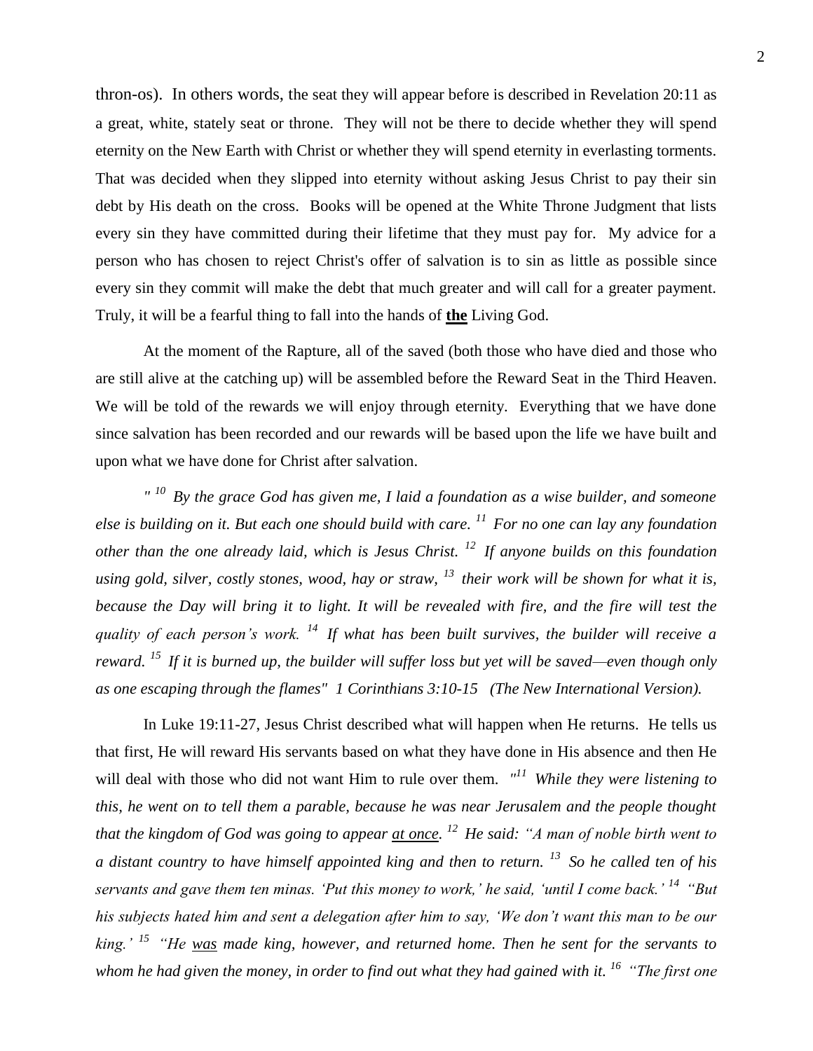thron-os). In others words, the seat they will appear before is described in Revelation 20:11 as a great, white, stately seat or throne. They will not be there to decide whether they will spend eternity on the New Earth with Christ or whether they will spend eternity in everlasting torments. That was decided when they slipped into eternity without asking Jesus Christ to pay their sin debt by His death on the cross. Books will be opened at the White Throne Judgment that lists every sin they have committed during their lifetime that they must pay for. My advice for a person who has chosen to reject Christ's offer of salvation is to sin as little as possible since every sin they commit will make the debt that much greater and will call for a greater payment. Truly, it will be a fearful thing to fall into the hands of <u>**the**</u> Living God.

At the moment of the Rapture, all of the saved (both those who have died and those who are still alive at the catching up) will be assembled before the Reward Seat in the Third Heaven. We will be told of the rewards we will enjoy through eternity. Everything that we have done since salvation has been recorded and our rewards will be based upon the life we have built and upon what we have done for Christ after salvation.

*" [10] By the grace God has given me, I laid a foundation as a wise builder, and someone else is building on it. But each one should build with care. [11] For no one can lay any foundation other than the one already laid, which is Jesus Christ. [12] If anyone builds on this foundation using gold, silver, costly stones, wood, hay or straw, [13] their work will be shown for what it is, because the Day will bring it to light. It will be revealed with fire, and the fire will test the quality of each person's work. [14] If what has been built survives, the builder will receive a reward. [15] If it is burned up, the builder will suffer loss but yet will be saved—even though only as one escaping through the flames" 1 Corinthians 3:10-15 (The New International Version).*

In Luke 19:11-27, Jesus Christ described what will happen when He returns. He tells us that first, He will reward His servants based on what they have done in His absence and then He will deal with those who did not want Him to rule over them. *"[11] While they were listening to this, he went on to tell them a parable, because he was near Jerusalem and the people thought that the kingdom of God was going to appear <u>at once</u>. [12] He said: "A man of noble birth went to a distant country to have himself appointed king and then to return. [13] So he called ten of his servants and gave them ten minas. 'Put this money to work,' he said, 'until I come back.' [14] "But his subjects hated him and sent a delegation after him to say, 'We don't want this man to be our king.' [15] "He <u>was</u> made king, however, and returned home. Then he sent for the servants to whom he had given the money, in order to find out what they had gained with it. [16] "The first one*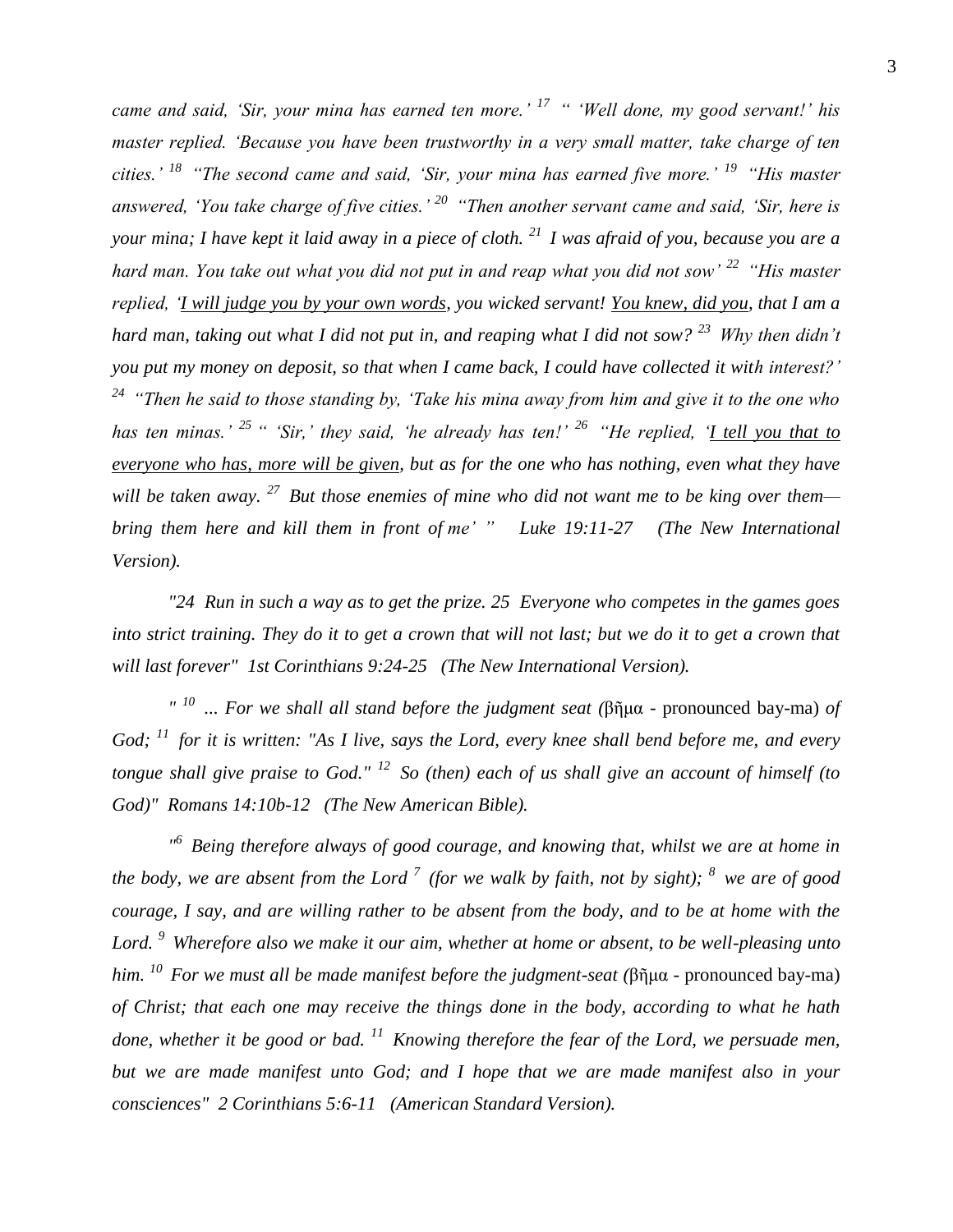*came and said, 'Sir, your mina has earned ten more.'* [17] *" 'Well done, my good servant!' his master replied. 'Because you have been trustworthy in a very small matter, take charge of ten cities.'* [18] *"The second came and said, 'Sir, your mina has earned five more.'* [19] *"His master answered, 'You take charge of five cities.'* [20] *"Then another servant came and said, 'Sir, here is your mina; I have kept it laid away in a piece of cloth.* [21] *I was afraid of you, because you are a hard man. You take out what you did not put in and reap what you did not sow'* [22] *"His master replied, '<u>I will judge you by your own words</u>, you wicked servant! <u>You knew, did you</u>, that I am a hard man, taking out what I did not put in, and reaping what I did not sow?* [23] *Why then didn't you put my money on deposit, so that when I came back, I could have collected it with interest?'* [24] *"Then he said to those standing by, 'Take his mina away from him and give it to the one who has ten minas.'* [25] *" 'Sir,' they said, 'he already has ten!'* [26] *"He replied, '<u>I tell you that to everyone who has, more will be given</u>, but as for the one who has nothing, even what they have will be taken away.* [27] *But those enemies of mine who did not want me to be king over them—bring them here and kill them in front of me' " Luke 19:11-27 (The New International Version).*

*"24 Run in such a way as to get the prize. 25 Everyone who competes in the games goes into strict training. They do it to get a crown that will not last; but we do it to get a crown that will last forever" 1st Corinthians 9:24-25 (The New International Version).*

*"* [10] *... For we shall all stand before the judgment seat (*βῆμα - pronounced bay-ma) *of God;* [11] *for it is written: "As I live, says the Lord, every knee shall bend before me, and every tongue shall give praise to God."* [12] *So (then) each of us shall give an account of himself (to God)" Romans 14:10b-12 (The New American Bible).*

*"*[6] *Being therefore always of good courage, and knowing that, whilst we are at home in the body, we are absent from the Lord* [7] *(for we walk by faith, not by sight);* [8] *we are of good courage, I say, and are willing rather to be absent from the body, and to be at home with the Lord.* [9] *Wherefore also we make it our aim, whether at home or absent, to be well-pleasing unto him.* [10] *For we must all be made manifest before the judgment-seat (*βῆμα - pronounced bay-ma) *of Christ; that each one may receive the things done in the body, according to what he hath done, whether it be good or bad.* [11] *Knowing therefore the fear of the Lord, we persuade men, but we are made manifest unto God; and I hope that we are made manifest also in your consciences" 2 Corinthians 5:6-11 (American Standard Version).*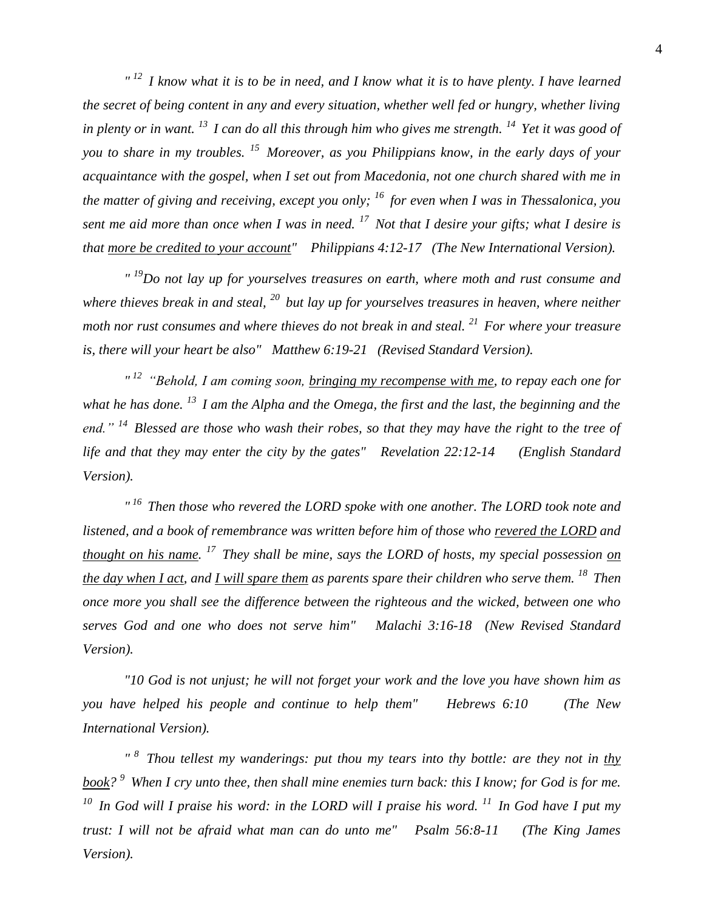*" [12] I know what it is to be in need, and I know what it is to have plenty. I have learned the secret of being content in any and every situation, whether well fed or hungry, whether living in plenty or in want. [13] I can do all this through him who gives me strength. [14] Yet it was good of you to share in my troubles. [15] Moreover, as you Philippians know, in the early days of your acquaintance with the gospel, when I set out from Macedonia, not one church shared with me in the matter of giving and receiving, except you only; [16] for even when I was in Thessalonica, you sent me aid more than once when I was in need. [17] Not that I desire your gifts; what I desire is that <u>more be credited to your account</u>" Philippians 4:12-17 (The New International Version).*

*" [19]Do not lay up for yourselves treasures on earth, where moth and rust consume and where thieves break in and steal, [20] but lay up for yourselves treasures in heaven, where neither moth nor rust consumes and where thieves do not break in and steal. [21] For where your treasure is, there will your heart be also" Matthew 6:19-21 (Revised Standard Version).*

*" [12] "Behold, I am coming soon, <u>bringing my recompense with me</u>, to repay each one for what he has done. [13] I am the Alpha and the Omega, the first and the last, the beginning and the end." [14] Blessed are those who wash their robes, so that they may have the right to the tree of life and that they may enter the city by the gates" Revelation 22:12-14 (English Standard Version).*

*" [16] Then those who revered the LORD spoke with one another. The LORD took note and listened, and a book of remembrance was written before him of those who <u>revered the LORD</u> and <u>thought on his name</u>. [17] They shall be mine, says the LORD of hosts, my special possession <u>on the day when I act</u>, and <u>I will spare them</u> as parents spare their children who serve them. [18] Then once more you shall see the difference between the righteous and the wicked, between one who serves God and one who does not serve him" Malachi 3:16-18 (New Revised Standard Version).*

*"10 God is not unjust; he will not forget your work and the love you have shown him as you have helped his people and continue to help them" Hebrews 6:10 (The New International Version).*

*" [8] Thou tellest my wanderings: put thou my tears into thy bottle: are they not in <u>thy book</u>? [9] When I cry unto thee, then shall mine enemies turn back: this I know; for God is for me. [10] In God will I praise his word: in the LORD will I praise his word. [11] In God have I put my trust: I will not be afraid what man can do unto me" Psalm 56:8-11 (The King James Version).*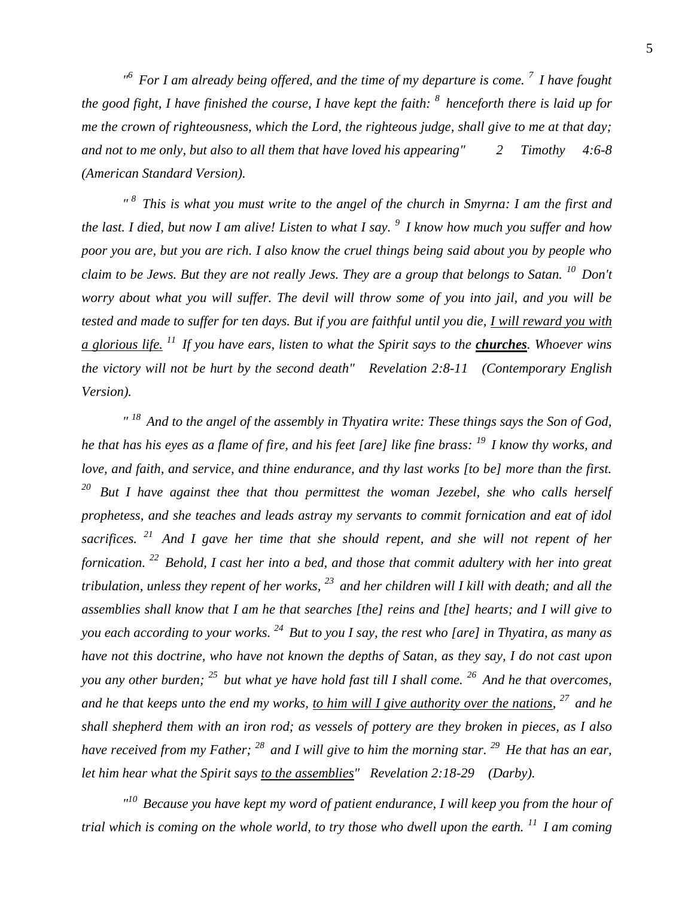*"[6] For I am already being offered, and the time of my departure is come. [7] I have fought the good fight, I have finished the course, I have kept the faith: [8] henceforth there is laid up for me the crown of righteousness, which the Lord, the righteous judge, shall give to me at that day; and not to me only, but also to all them that have loved his appearing" 2 Timothy 4:6-8 (American Standard Version).*

*" [8] This is what you must write to the angel of the church in Smyrna: I am the first and the last. I died, but now I am alive! Listen to what I say. [9] I know how much you suffer and how poor you are, but you are rich. I also know the cruel things being said about you by people who claim to be Jews. But they are not really Jews. They are a group that belongs to Satan. [10] Don't worry about what you will suffer. The devil will throw some of you into jail, and you will be tested and made to suffer for ten days. But if you are faithful until you die, <u>I will reward you with a glorious life.</u> [11] If you have ears, listen to what the Spirit says to the <u>**churches**</u>. Whoever wins the victory will not be hurt by the second death" Revelation 2:8-11 (Contemporary English Version).*

*" [18] And to the angel of the assembly in Thyatira write: These things says the Son of God, he that has his eyes as a flame of fire, and his feet [are] like fine brass: [19] I know thy works, and love, and faith, and service, and thine endurance, and thy last works [to be] more than the first. [20] But I have against thee that thou permittest the woman Jezebel, she who calls herself prophetess, and she teaches and leads astray my servants to commit fornication and eat of idol sacrifices. [21] And I gave her time that she should repent, and she will not repent of her fornication. [22] Behold, I cast her into a bed, and those that commit adultery with her into great tribulation, unless they repent of her works, [23] and her children will I kill with death; and all the assemblies shall know that I am he that searches [the] reins and [the] hearts; and I will give to you each according to your works. [24] But to you I say, the rest who [are] in Thyatira, as many as have not this doctrine, who have not known the depths of Satan, as they say, I do not cast upon you any other burden; [25] but what ye have hold fast till I shall come. [26] And he that overcomes, and he that keeps unto the end my works, <u>to him will I give authority over the nations</u>, [27] and he shall shepherd them with an iron rod; as vessels of pottery are they broken in pieces, as I also have received from my Father; [28] and I will give to him the morning star. [29] He that has an ear, let him hear what the Spirit says <u>to the assemblies</u>" Revelation 2:18-29 (Darby).*

*"[10] Because you have kept my word of patient endurance, I will keep you from the hour of trial which is coming on the whole world, to try those who dwell upon the earth. [11] I am coming*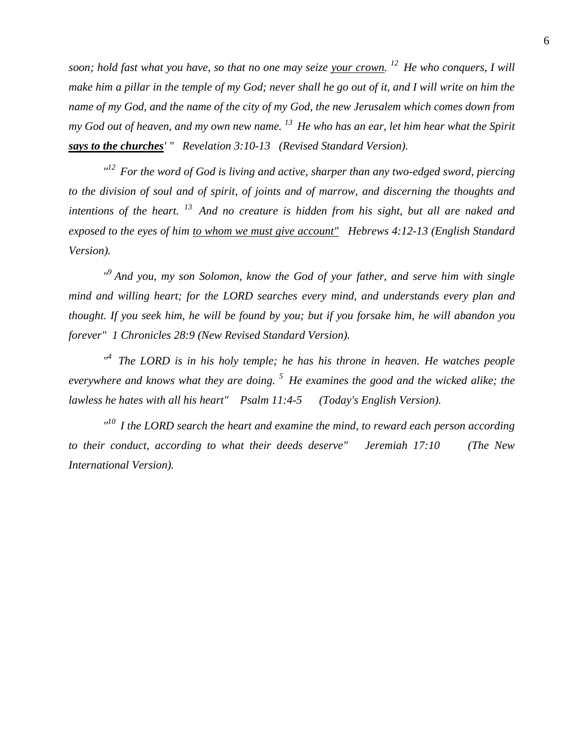*soon; hold fast what you have, so that no one may seize <u>your crown</u>.* [12] *He who conquers, I will make him a pillar in the temple of my God; never shall he go out of it, and I will write on him the name of my God, and the name of the city of my God, the new Jerusalem which comes down from my God out of heaven, and my own new name.* [13] *He who has an ear, let him hear what the Spirit **<u>says to the churches</u>**' " Revelation 3:10-13 (Revised Standard Version).*

*"*[12] *For the word of God is living and active, sharper than any two-edged sword, piercing to the division of soul and of spirit, of joints and of marrow, and discerning the thoughts and intentions of the heart.* [13] *And no creature is hidden from his sight, but all are naked and exposed to the eyes of him <u>to whom we must give account"</u> Hebrews 4:12-13 (English Standard Version).*

*"*[9] *And you, my son Solomon, know the God of your father, and serve him with single mind and willing heart; for the LORD searches every mind, and understands every plan and thought. If you seek him, he will be found by you; but if you forsake him, he will abandon you forever" 1 Chronicles 28:9 (New Revised Standard Version).*

*"*[4] *The LORD is in his holy temple; he has his throne in heaven. He watches people everywhere and knows what they are doing.* [5] *He examines the good and the wicked alike; the lawless he hates with all his heart" Psalm 11:4-5 (Today's English Version).*

*"*[10] *I the LORD search the heart and examine the mind, to reward each person according to their conduct, according to what their deeds deserve" Jeremiah 17:10 (The New International Version).*